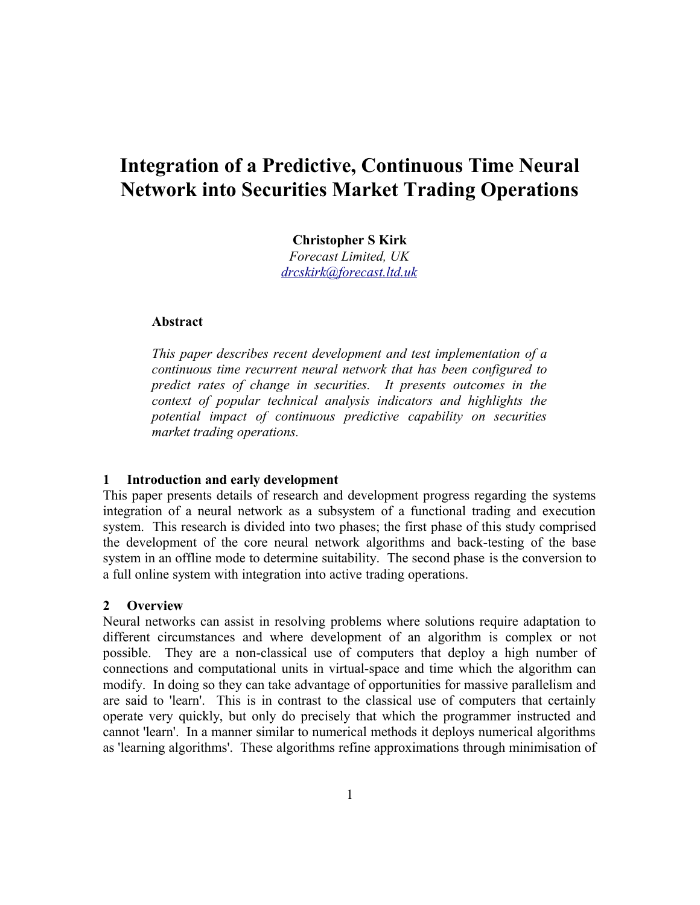# Integration of a Predictive, Continuous Time Neural Network into Securities Market Trading Operations

**Christopher S Kirk**
*Forecast Limited, UK*
*drcskirk@forecast.ltd.uk*

### Abstract

*This paper describes recent development and test implementation of a continuous time recurrent neural network that has been configured to predict rates of change in securities. It presents outcomes in the context of popular technical analysis indicators and highlights the potential impact of continuous predictive capability on securities market trading operations.*

## 1 Introduction and early development

This paper presents details of research and development progress regarding the systems integration of a neural network as a subsystem of a functional trading and execution system. This research is divided into two phases; the first phase of this study comprised the development of the core neural network algorithms and back-testing of the base system in an offline mode to determine suitability. The second phase is the conversion to a full online system with integration into active trading operations.

## 2 Overview

Neural networks can assist in resolving problems where solutions require adaptation to different circumstances and where development of an algorithm is complex or not possible. They are a non-classical use of computers that deploy a high number of connections and computational units in virtual-space and time which the algorithm can modify. In doing so they can take advantage of opportunities for massive parallelism and are said to 'learn'. This is in contrast to the classical use of computers that certainly operate very quickly, but only do precisely that which the programmer instructed and cannot 'learn'. In a manner similar to numerical methods it deploys numerical algorithms as 'learning algorithms'. These algorithms refine approximations through minimisation of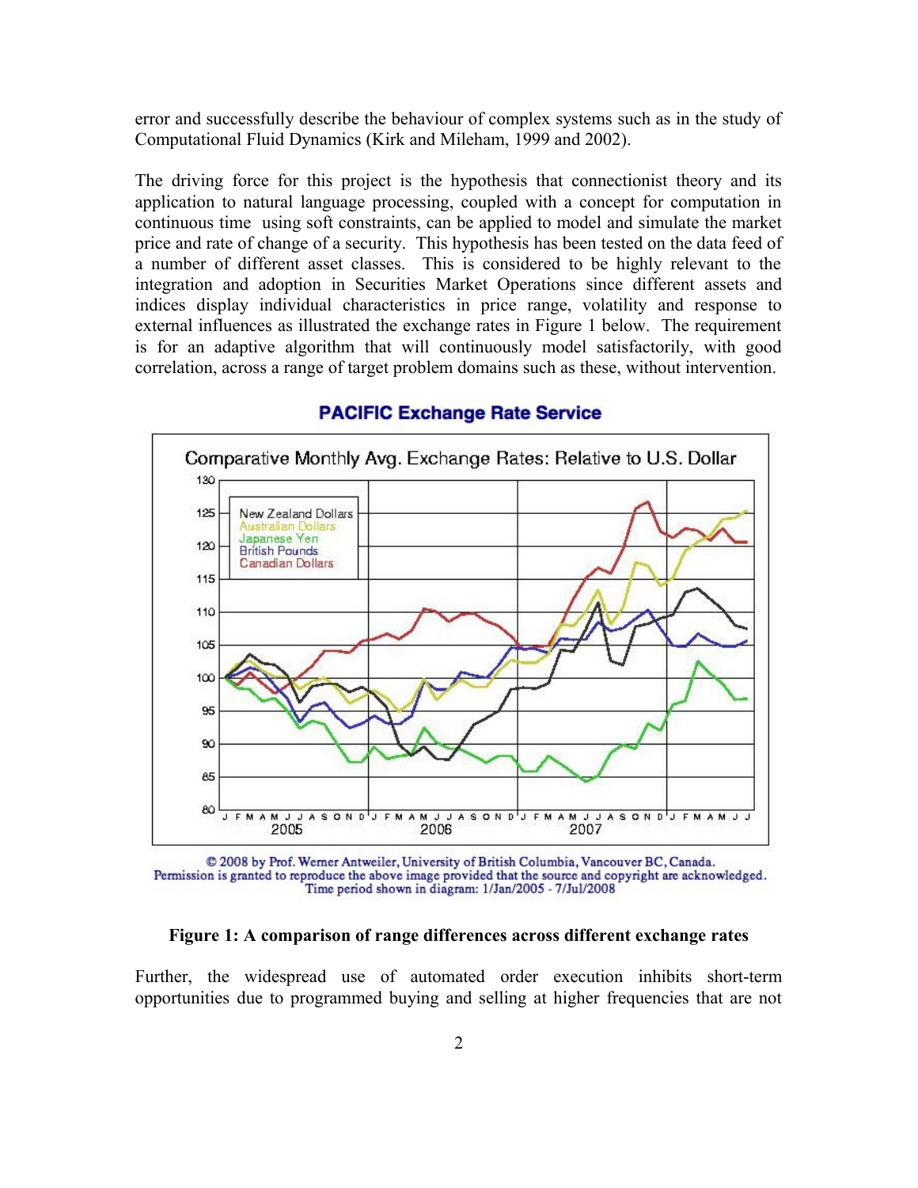error and successfully describe the behaviour of complex systems such as in the study of Computational Fluid Dynamics (Kirk and Mileham, 1999 and 2002).

The driving force for this project is the hypothesis that connectionist theory and its application to natural language processing, coupled with a concept for computation in continuous time using soft constraints, can be applied to model and simulate the market price and rate of change of a security. This hypothesis has been tested on the data feed of a number of different asset classes. This is considered to be highly relevant to the integration and adoption in Securities Market Operations since different assets and indices display individual characteristics in price range, volatility and response to external influences as illustrated the exchange rates in Figure 1 below. The requirement is for an adaptive algorithm that will continuously model satisfactorily, with good correlation, across a range of target problem domains such as these, without intervention.

**Figure 1: A comparison of range differences across different exchange rates**

Further, the widespread use of automated order execution inhibits short-term opportunities due to programmed buying and selling at higher frequencies that are not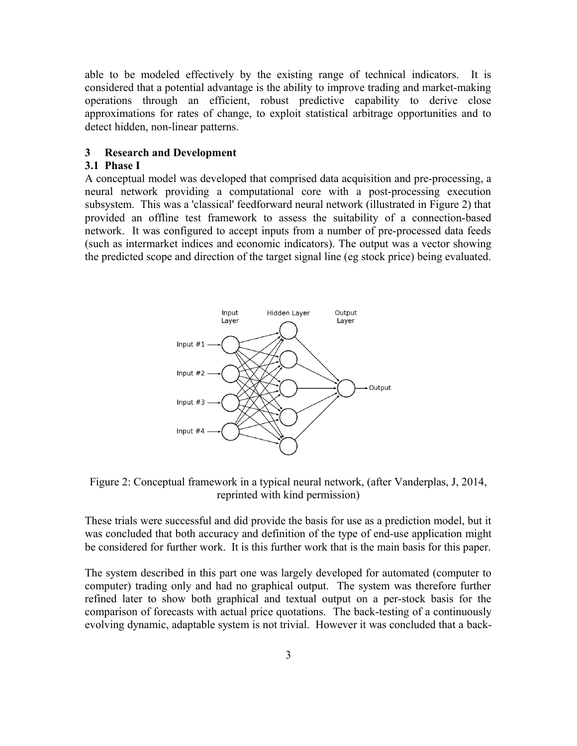able to be modeled effectively by the existing range of technical indicators. It is considered that a potential advantage is the ability to improve trading and market-making operations through an efficient, robust predictive capability to derive close approximations for rates of change, to exploit statistical arbitrage opportunities and to detect hidden, non-linear patterns.

## 3 Research and Development

### 3.1 Phase I

A conceptual model was developed that comprised data acquisition and pre-processing, a neural network providing a computational core with a post-processing execution subsystem. This was a 'classical' feedforward neural network (illustrated in Figure 2) that provided an offline test framework to assess the suitability of a connection-based network. It was configured to accept inputs from a number of pre-processed data feeds (such as intermarket indices and economic indicators). The output was a vector showing the predicted scope and direction of the target signal line (eg stock price) being evaluated.

Figure 2: Conceptual framework in a typical neural network, (after Vanderplas, J, 2014, reprinted with kind permission)

These trials were successful and did provide the basis for use as a prediction model, but it was concluded that both accuracy and definition of the type of end-use application might be considered for further work. It is this further work that is the main basis for this paper.

The system described in this part one was largely developed for automated (computer to computer) trading only and had no graphical output. The system was therefore further refined later to show both graphical and textual output on a per-stock basis for the comparison of forecasts with actual price quotations. The back-testing of a continuously evolving dynamic, adaptable system is not trivial. However it was concluded that a back-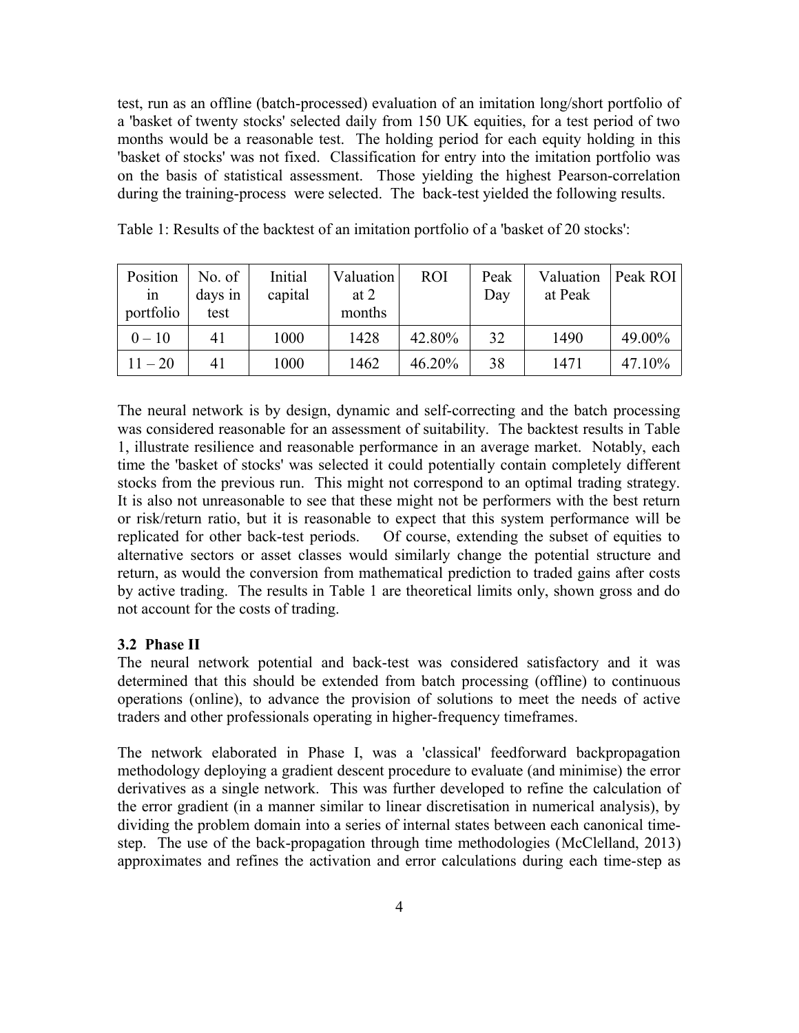test, run as an offline (batch-processed) evaluation of an imitation long/short portfolio of a 'basket of twenty stocks' selected daily from 150 UK equities, for a test period of two months would be a reasonable test. The holding period for each equity holding in this 'basket of stocks' was not fixed. Classification for entry into the imitation portfolio was on the basis of statistical assessment. Those yielding the highest Pearson-correlation during the training-process were selected. The back-test yielded the following results.

Table 1: Results of the backtest of an imitation portfolio of a 'basket of 20 stocks':

| Position in portfolio | No. of days in test | Initial capital | Valuation at 2 months | ROI | Peak Day | Valuation at Peak | Peak ROI |
|---|---|---|---|---|---|---|---|
| 0 – 10 | 41 | 1000 | 1428 | 42.80% | 32 | 1490 | 49.00% |
| 11 – 20 | 41 | 1000 | 1462 | 46.20% | 38 | 1471 | 47.10% |

The neural network is by design, dynamic and self-correcting and the batch processing was considered reasonable for an assessment of suitability. The backtest results in Table 1, illustrate resilience and reasonable performance in an average market. Notably, each time the 'basket of stocks' was selected it could potentially contain completely different stocks from the previous run. This might not correspond to an optimal trading strategy. It is also not unreasonable to see that these might not be performers with the best return or risk/return ratio, but it is reasonable to expect that this system performance will be replicated for other back-test periods. Of course, extending the subset of equities to alternative sectors or asset classes would similarly change the potential structure and return, as would the conversion from mathematical prediction to traded gains after costs by active trading. The results in Table 1 are theoretical limits only, shown gross and do not account for the costs of trading.

### 3.2 Phase II

The neural network potential and back-test was considered satisfactory and it was determined that this should be extended from batch processing (offline) to continuous operations (online), to advance the provision of solutions to meet the needs of active traders and other professionals operating in higher-frequency timeframes.

The network elaborated in Phase I, was a 'classical' feedforward backpropagation methodology deploying a gradient descent procedure to evaluate (and minimise) the error derivatives as a single network. This was further developed to refine the calculation of the error gradient (in a manner similar to linear discretisation in numerical analysis), by dividing the problem domain into a series of internal states between each canonical time-step. The use of the back-propagation through time methodologies (McClelland, 2013) approximates and refines the activation and error calculations during each time-step as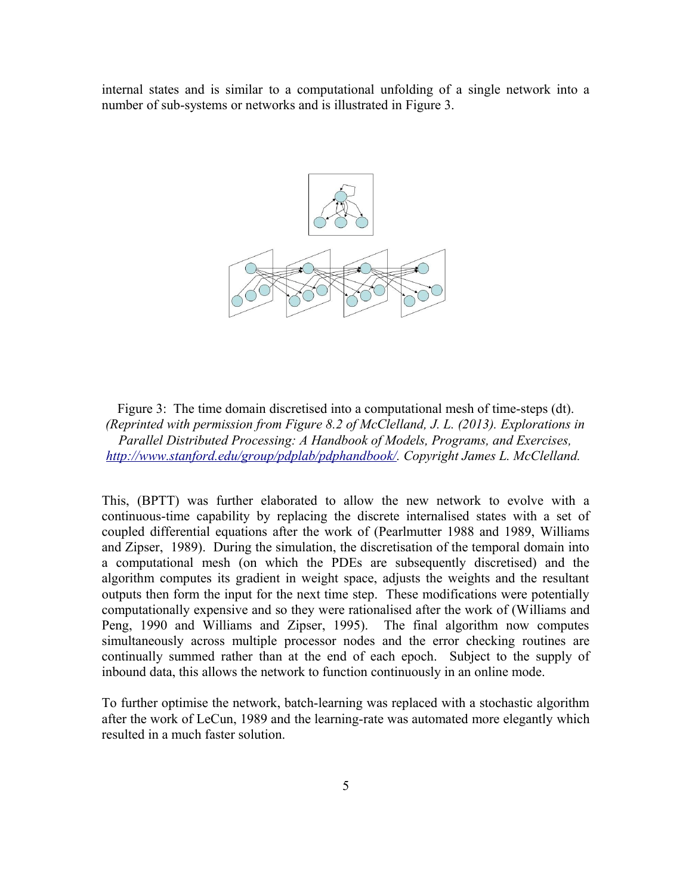internal states and is similar to a computational unfolding of a single network into a number of sub-systems or networks and is illustrated in Figure 3.

Figure 3: The time domain discretised into a computational mesh of time-steps (dt). *(Reprinted with permission from Figure 8.2 of McClelland, J. L. (2013). Explorations in Parallel Distributed Processing: A Handbook of Models, Programs, and Exercises, [http://www.stanford.edu/group/pdplab/pdphandbook/](http://www.stanford.edu/group/pdplab/pdphandbook/). Copyright James L. McClelland.*

This, (BPTT) was further elaborated to allow the new network to evolve with a continuous-time capability by replacing the discrete internalised states with a set of coupled differential equations after the work of (Pearlmutter 1988 and 1989, Williams and Zipser, 1989). During the simulation, the discretisation of the temporal domain into a computational mesh (on which the PDEs are subsequently discretised) and the algorithm computes its gradient in weight space, adjusts the weights and the resultant outputs then form the input for the next time step. These modifications were potentially computationally expensive and so they were rationalised after the work of (Williams and Peng, 1990 and Williams and Zipser, 1995). The final algorithm now computes simultaneously across multiple processor nodes and the error checking routines are continually summed rather than at the end of each epoch. Subject to the supply of inbound data, this allows the network to function continuously in an online mode.

To further optimise the network, batch-learning was replaced with a stochastic algorithm after the work of LeCun, 1989 and the learning-rate was automated more elegantly which resulted in a much faster solution.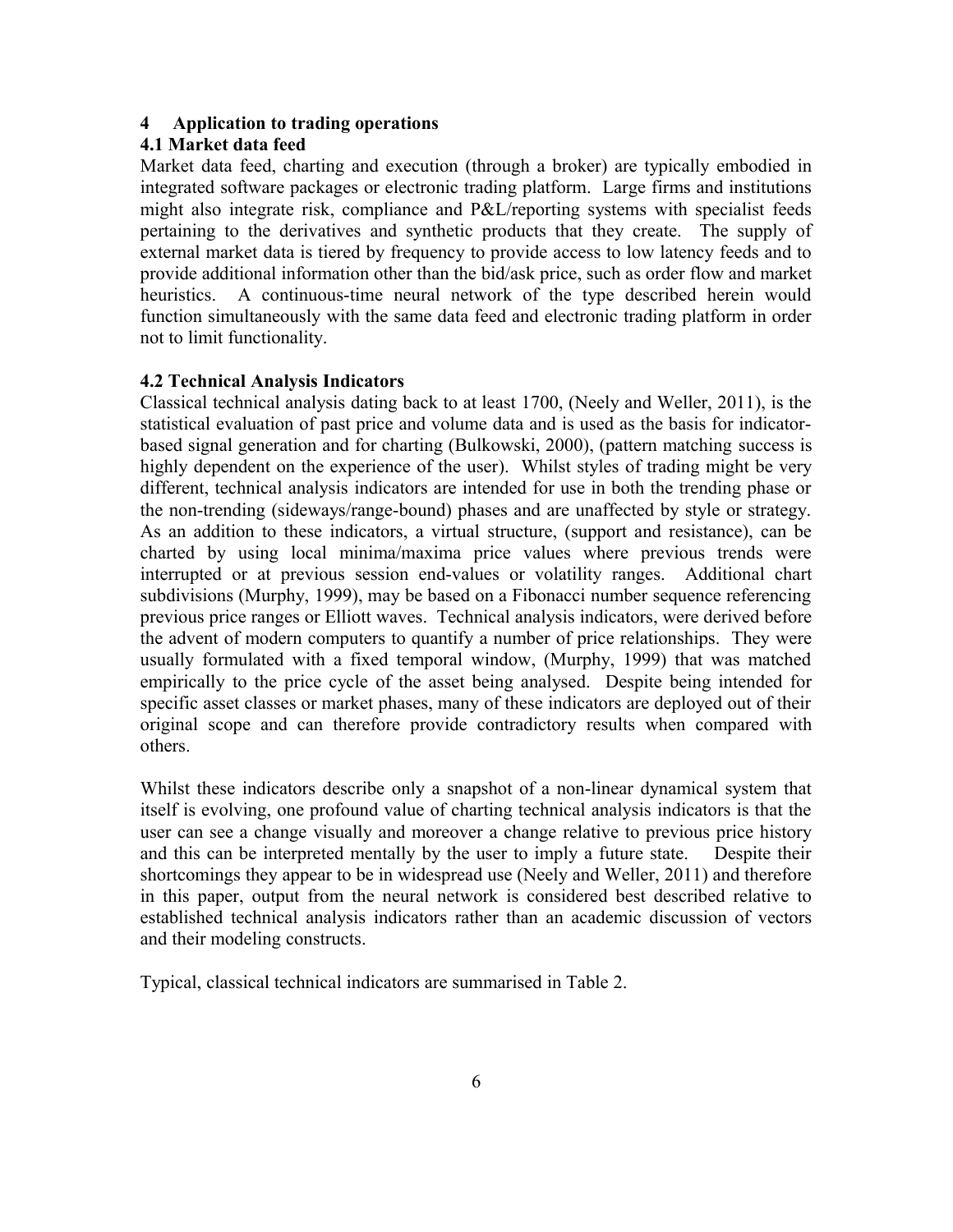# 4 Application to trading operations

## 4.1 Market data feed

Market data feed, charting and execution (through a broker) are typically embodied in integrated software packages or electronic trading platform. Large firms and institutions might also integrate risk, compliance and P&L/reporting systems with specialist feeds pertaining to the derivatives and synthetic products that they create. The supply of external market data is tiered by frequency to provide access to low latency feeds and to provide additional information other than the bid/ask price, such as order flow and market heuristics. A continuous-time neural network of the type described herein would function simultaneously with the same data feed and electronic trading platform in order not to limit functionality.

## 4.2 Technical Analysis Indicators

Classical technical analysis dating back to at least 1700, (Neely and Weller, 2011), is the statistical evaluation of past price and volume data and is used as the basis for indicator-based signal generation and for charting (Bulkowski, 2000), (pattern matching success is highly dependent on the experience of the user). Whilst styles of trading might be very different, technical analysis indicators are intended for use in both the trending phase or the non-trending (sideways/range-bound) phases and are unaffected by style or strategy. As an addition to these indicators, a virtual structure, (support and resistance), can be charted by using local minima/maxima price values where previous trends were interrupted or at previous session end-values or volatility ranges. Additional chart subdivisions (Murphy, 1999), may be based on a Fibonacci number sequence referencing previous price ranges or Elliott waves. Technical analysis indicators, were derived before the advent of modern computers to quantify a number of price relationships. They were usually formulated with a fixed temporal window, (Murphy, 1999) that was matched empirically to the price cycle of the asset being analysed. Despite being intended for specific asset classes or market phases, many of these indicators are deployed out of their original scope and can therefore provide contradictory results when compared with others.

Whilst these indicators describe only a snapshot of a non-linear dynamical system that itself is evolving, one profound value of charting technical analysis indicators is that the user can see a change visually and moreover a change relative to previous price history and this can be interpreted mentally by the user to imply a future state. Despite their shortcomings they appear to be in widespread use (Neely and Weller, 2011) and therefore in this paper, output from the neural network is considered best described relative to established technical analysis indicators rather than an academic discussion of vectors and their modeling constructs.

Typical, classical technical indicators are summarised in Table 2.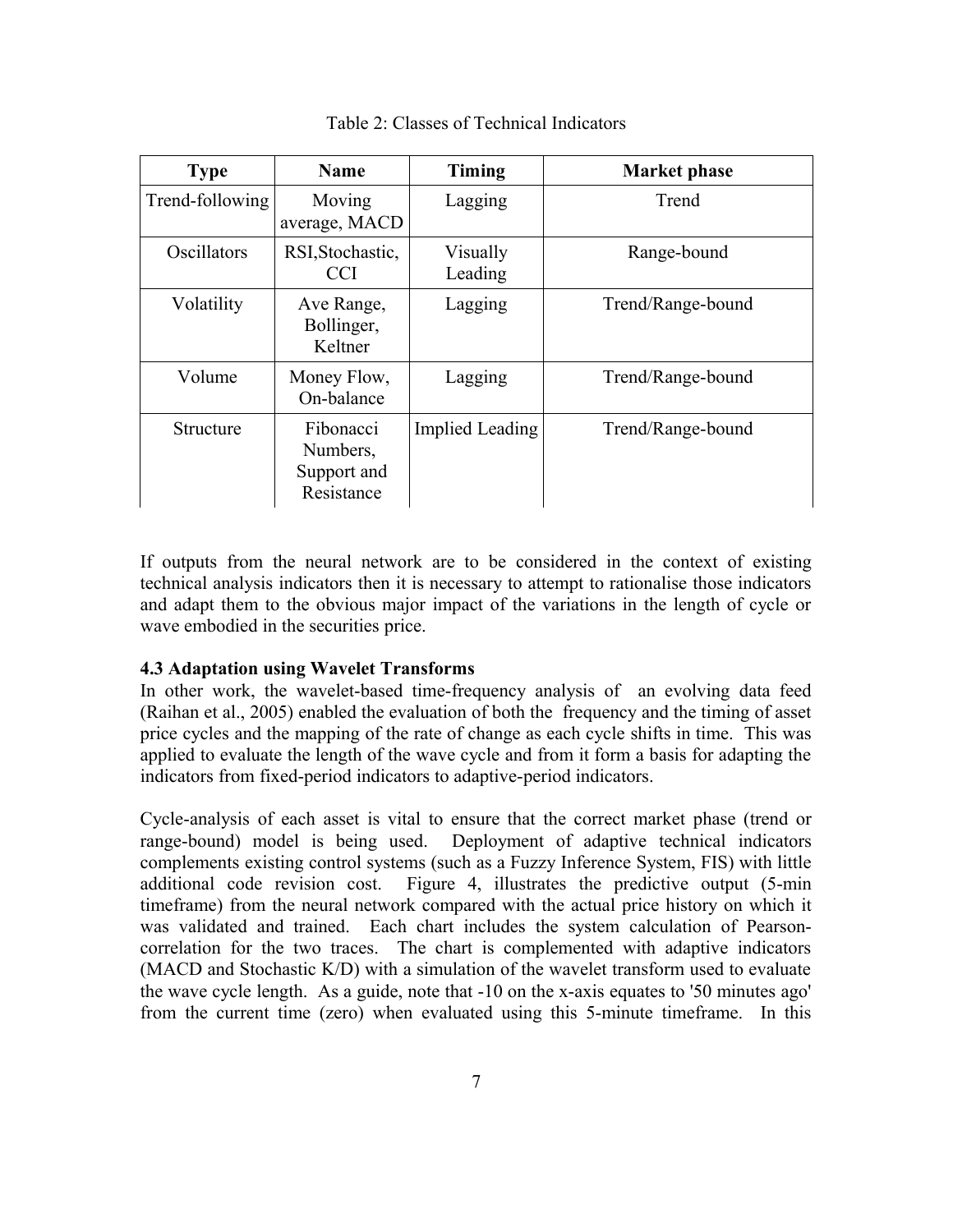Table 2: Classes of Technical Indicators

| Type | Name | Timing | Market phase |
|---|---|---|---|
| Trend-following | Moving average, MACD | Lagging | Trend |
| Oscillators | RSI,Stochastic, CCI | Visually Leading | Range-bound |
| Volatility | Ave Range, Bollinger, Keltner | Lagging | Trend/Range-bound |
| Volume | Money Flow, On-balance | Lagging | Trend/Range-bound |
| Structure | Fibonacci Numbers, Support and Resistance | Implied Leading | Trend/Range-bound |

If outputs from the neural network are to be considered in the context of existing technical analysis indicators then it is necessary to attempt to rationalise those indicators and adapt them to the obvious major impact of the variations in the length of cycle or wave embodied in the securities price.

**4.3 Adaptation using Wavelet Transforms**

In other work, the wavelet-based time-frequency analysis of an evolving data feed (Raihan et al., 2005) enabled the evaluation of both the frequency and the timing of asset price cycles and the mapping of the rate of change as each cycle shifts in time. This was applied to evaluate the length of the wave cycle and from it form a basis for adapting the indicators from fixed-period indicators to adaptive-period indicators.

Cycle-analysis of each asset is vital to ensure that the correct market phase (trend or range-bound) model is being used. Deployment of adaptive technical indicators complements existing control systems (such as a Fuzzy Inference System, FIS) with little additional code revision cost. Figure 4, illustrates the predictive output (5-min timeframe) from the neural network compared with the actual price history on which it was validated and trained. Each chart includes the system calculation of Pearson-correlation for the two traces. The chart is complemented with adaptive indicators (MACD and Stochastic K/D) with a simulation of the wavelet transform used to evaluate the wave cycle length. As a guide, note that -10 on the x-axis equates to '50 minutes ago' from the current time (zero) when evaluated using this 5-minute timeframe. In this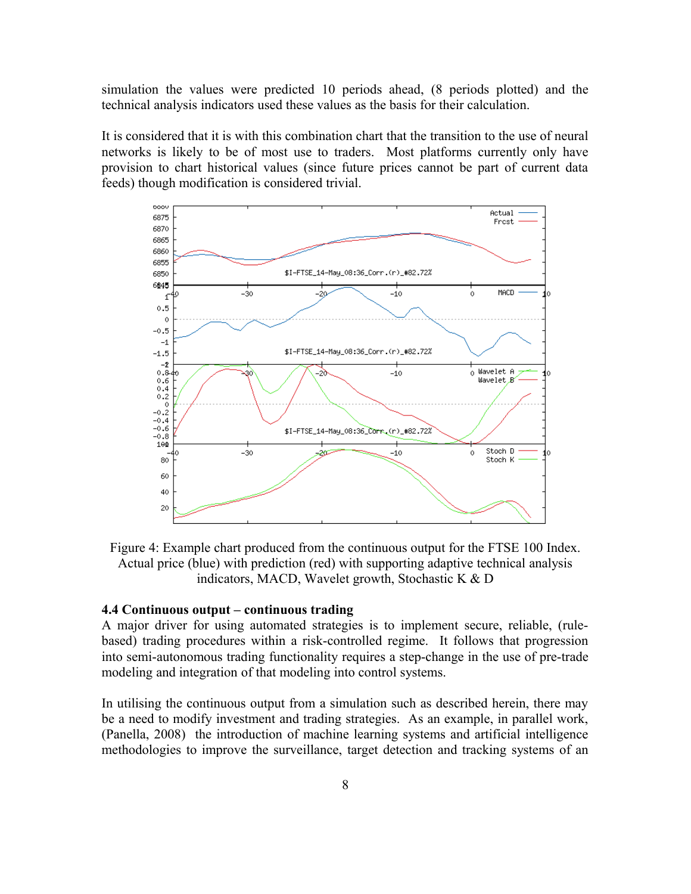simulation the values were predicted 10 periods ahead, (8 periods plotted) and the technical analysis indicators used these values as the basis for their calculation.

It is considered that it is with this combination chart that the transition to the use of neural networks is likely to be of most use to traders. Most platforms currently only have provision to chart historical values (since future prices cannot be part of current data feeds) though modification is considered trivial.

Figure 4: Example chart produced from the continuous output for the FTSE 100 Index. Actual price (blue) with prediction (red) with supporting adaptive technical analysis indicators, MACD, Wavelet growth, Stochastic K & D

### 4.4 Continuous output – continuous trading

A major driver for using automated strategies is to implement secure, reliable, (rule-based) trading procedures within a risk-controlled regime. It follows that progression into semi-autonomous trading functionality requires a step-change in the use of pre-trade modeling and integration of that modeling into control systems.

In utilising the continuous output from a simulation such as described herein, there may be a need to modify investment and trading strategies. As an example, in parallel work, (Panella, 2008) the introduction of machine learning systems and artificial intelligence methodologies to improve the surveillance, target detection and tracking systems of an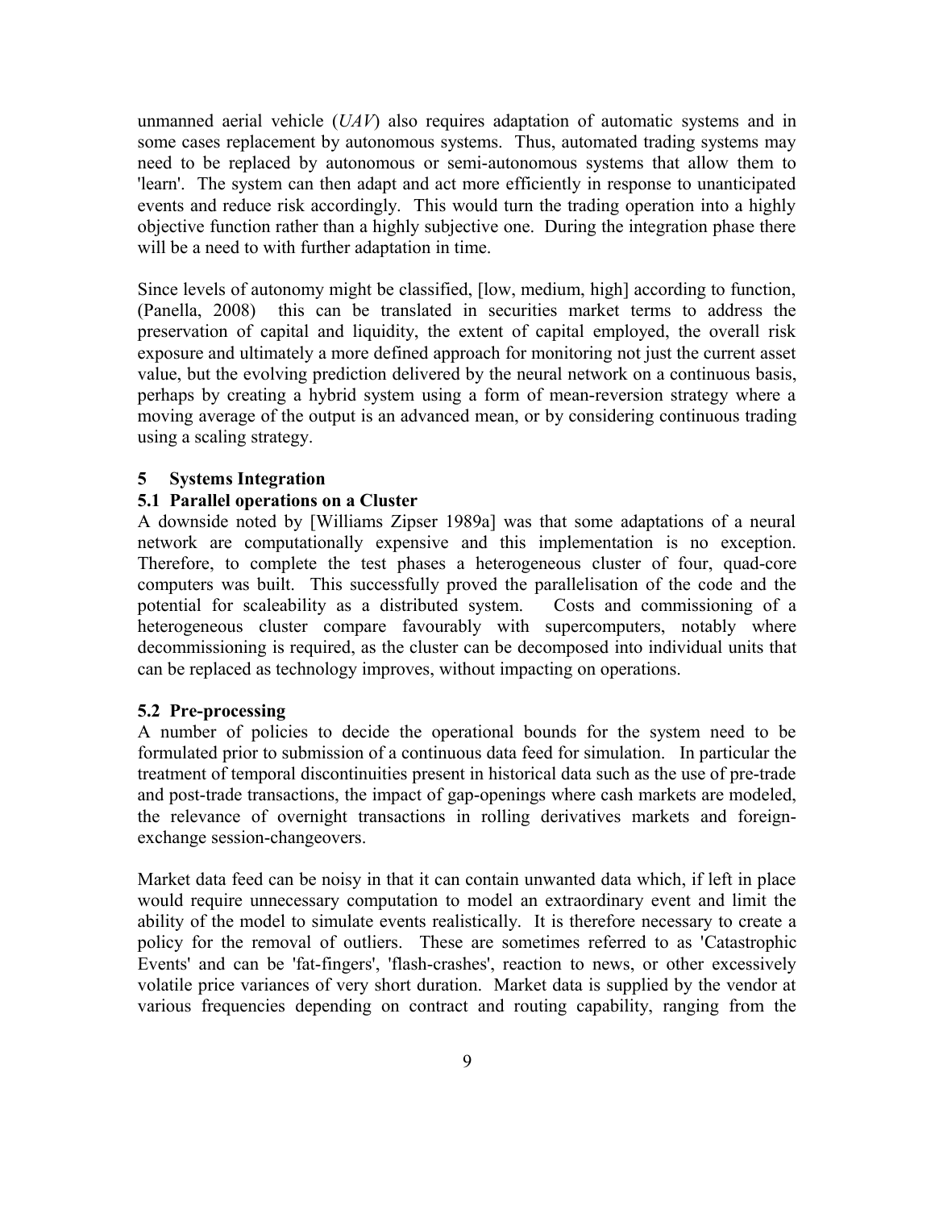unmanned aerial vehicle (*UAV*) also requires adaptation of automatic systems and in some cases replacement by autonomous systems. Thus, automated trading systems may need to be replaced by autonomous or semi-autonomous systems that allow them to 'learn'. The system can then adapt and act more efficiently in response to unanticipated events and reduce risk accordingly. This would turn the trading operation into a highly objective function rather than a highly subjective one. During the integration phase there will be a need to with further adaptation in time.

Since levels of autonomy might be classified, [low, medium, high] according to function, (Panella, 2008) this can be translated in securities market terms to address the preservation of capital and liquidity, the extent of capital employed, the overall risk exposure and ultimately a more defined approach for monitoring not just the current asset value, but the evolving prediction delivered by the neural network on a continuous basis, perhaps by creating a hybrid system using a form of mean-reversion strategy where a moving average of the output is an advanced mean, or by considering continuous trading using a scaling strategy.

## 5 Systems Integration

### 5.1 Parallel operations on a Cluster

A downside noted by [Williams Zipser 1989a] was that some adaptations of a neural network are computationally expensive and this implementation is no exception. Therefore, to complete the test phases a heterogeneous cluster of four, quad-core computers was built. This successfully proved the parallelisation of the code and the potential for scaleability as a distributed system. Costs and commissioning of a heterogeneous cluster compare favourably with supercomputers, notably where decommissioning is required, as the cluster can be decomposed into individual units that can be replaced as technology improves, without impacting on operations.

### 5.2 Pre-processing

A number of policies to decide the operational bounds for the system need to be formulated prior to submission of a continuous data feed for simulation. In particular the treatment of temporal discontinuities present in historical data such as the use of pre-trade and post-trade transactions, the impact of gap-openings where cash markets are modeled, the relevance of overnight transactions in rolling derivatives markets and foreign-exchange session-changeovers.

Market data feed can be noisy in that it can contain unwanted data which, if left in place would require unnecessary computation to model an extraordinary event and limit the ability of the model to simulate events realistically. It is therefore necessary to create a policy for the removal of outliers. These are sometimes referred to as 'Catastrophic Events' and can be 'fat-fingers', 'flash-crashes', reaction to news, or other excessively volatile price variances of very short duration. Market data is supplied by the vendor at various frequencies depending on contract and routing capability, ranging from the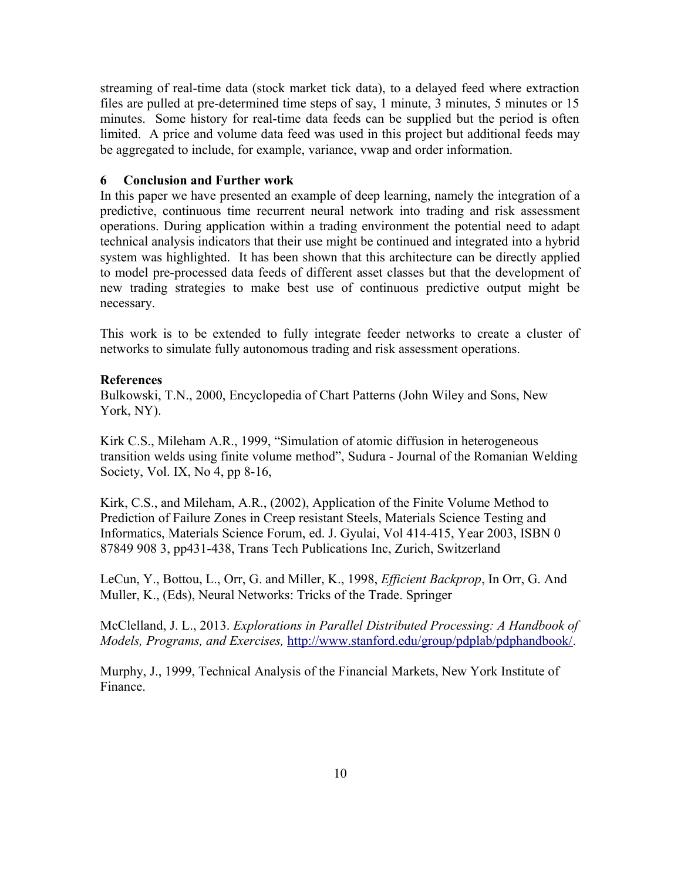streaming of real-time data (stock market tick data), to a delayed feed where extraction files are pulled at pre-determined time steps of say, 1 minute, 3 minutes, 5 minutes or 15 minutes. Some history for real-time data feeds can be supplied but the period is often limited. A price and volume data feed was used in this project but additional feeds may be aggregated to include, for example, variance, vwap and order information.

## 6 Conclusion and Further work

In this paper we have presented an example of deep learning, namely the integration of a predictive, continuous time recurrent neural network into trading and risk assessment operations. During application within a trading environment the potential need to adapt technical analysis indicators that their use might be continued and integrated into a hybrid system was highlighted. It has been shown that this architecture can be directly applied to model pre-processed data feeds of different asset classes but that the development of new trading strategies to make best use of continuous predictive output might be necessary.

This work is to be extended to fully integrate feeder networks to create a cluster of networks to simulate fully autonomous trading and risk assessment operations.

**References**

Bulkowski, T.N., 2000, Encyclopedia of Chart Patterns (John Wiley and Sons, New York, NY).

Kirk C.S., Mileham A.R., 1999, "Simulation of atomic diffusion in heterogeneous transition welds using finite volume method", Sudura - Journal of the Romanian Welding Society, Vol. IX, No 4, pp 8-16,

Kirk, C.S., and Mileham, A.R., (2002), Application of the Finite Volume Method to Prediction of Failure Zones in Creep resistant Steels, Materials Science Testing and Informatics, Materials Science Forum, ed. J. Gyulai, Vol 414-415, Year 2003, ISBN 0 87849 908 3, pp431-438, Trans Tech Publications Inc, Zurich, Switzerland

LeCun, Y., Bottou, L., Orr, G. and Miller, K., 1998, *Efficient Backprop*, In Orr, G. And Muller, K., (Eds), Neural Networks: Tricks of the Trade. Springer

McClelland, J. L., 2013. *Explorations in Parallel Distributed Processing: A Handbook of Models, Programs, and Exercises,* http://www.stanford.edu/group/pdplab/pdphandbook/.

Murphy, J., 1999, Technical Analysis of the Financial Markets, New York Institute of Finance.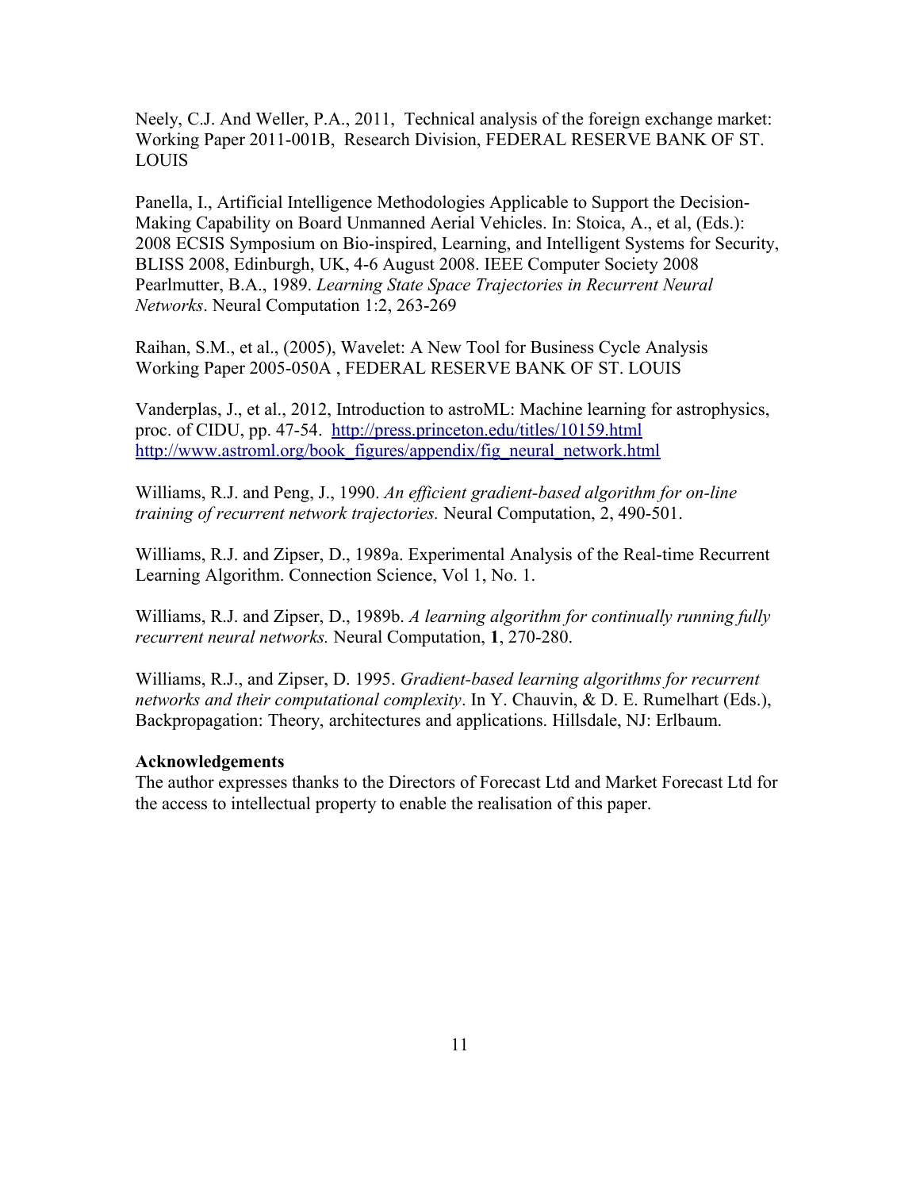Neely, C.J. And Weller, P.A., 2011, Technical analysis of the foreign exchange market: Working Paper 2011-001B, Research Division, FEDERAL RESERVE BANK OF ST. LOUIS

Panella, I., Artificial Intelligence Methodologies Applicable to Support the Decision-Making Capability on Board Unmanned Aerial Vehicles. In: Stoica, A., et al, (Eds.): 2008 ECSIS Symposium on Bio-inspired, Learning, and Intelligent Systems for Security, BLISS 2008, Edinburgh, UK, 4-6 August 2008. IEEE Computer Society 2008
Pearlmutter, B.A., 1989. *Learning State Space Trajectories in Recurrent Neural Networks*. Neural Computation 1:2, 263-269

Raihan, S.M., et al., (2005), Wavelet: A New Tool for Business Cycle Analysis Working Paper 2005-050A , FEDERAL RESERVE BANK OF ST. LOUIS

Vanderplas, J., et al., 2012, Introduction to astroML: Machine learning for astrophysics, proc. of CIDU, pp. 47-54. http://press.princeton.edu/titles/10159.html http://www.astroml.org/book_figures/appendix/fig_neural_network.html

Williams, R.J. and Peng, J., 1990. *An efficient gradient-based algorithm for on-line training of recurrent network trajectories.* Neural Computation, 2, 490-501.

Williams, R.J. and Zipser, D., 1989a. Experimental Analysis of the Real-time Recurrent Learning Algorithm. Connection Science, Vol 1, No. 1.

Williams, R.J. and Zipser, D., 1989b. *A learning algorithm for continually running fully recurrent neural networks.* Neural Computation, **1**, 270-280.

Williams, R.J., and Zipser, D. 1995. *Gradient-based learning algorithms for recurrent networks and their computational complexity*. In Y. Chauvin, & D. E. Rumelhart (Eds.), Backpropagation: Theory, architectures and applications. Hillsdale, NJ: Erlbaum.

**Acknowledgements**

The author expresses thanks to the Directors of Forecast Ltd and Market Forecast Ltd for the access to intellectual property to enable the realisation of this paper.